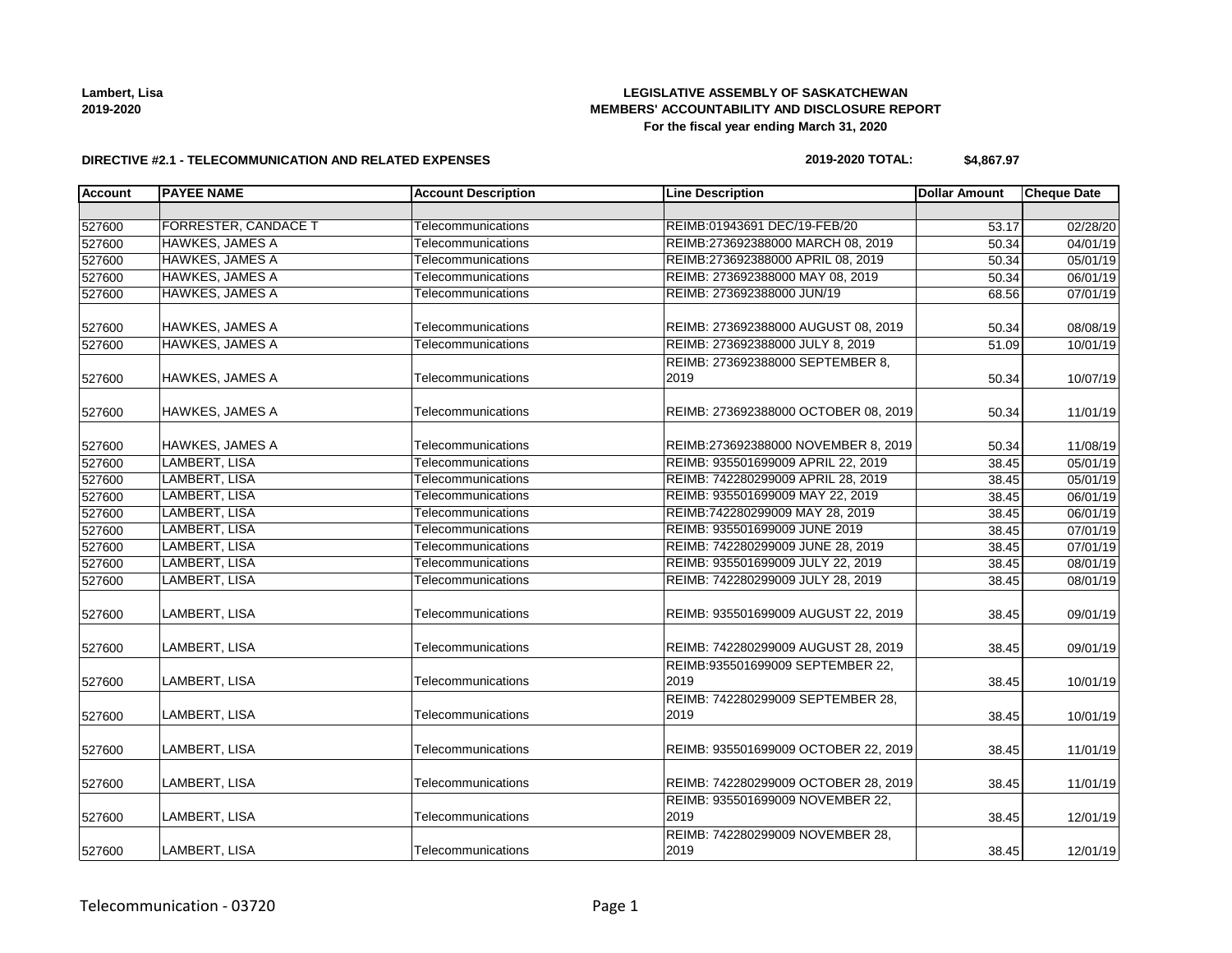**Lambert, Lisa**
**2019-2020**

**LEGISLATIVE ASSEMBLY OF SASKATCHEWAN**
**MEMBERS' ACCOUNTABILITY AND DISCLOSURE REPORT**
**For the fiscal year ending March 31, 2020**

**DIRECTIVE #2.1 - TELECOMMUNICATION AND RELATED EXPENSES**

**2019-2020 TOTAL: $4,867.97**

| Account | PAYEE NAME | Account Description | Line Description | Dollar Amount | Cheque Date |
|---|---|---|---|---|---|
| | | | | | |
| 527600 | FORRESTER, CANDACE T | Telecommunications | REIMB:01943691 DEC/19-FEB/20 | 53.17 | 02/28/20 |
| 527600 | HAWKES, JAMES A | Telecommunications | REIMB:273692388000 MARCH 08, 2019 | 50.34 | 04/01/19 |
| 527600 | HAWKES, JAMES A | Telecommunications | REIMB:273692388000 APRIL 08, 2019 | 50.34 | 05/01/19 |
| 527600 | HAWKES, JAMES A | Telecommunications | REIMB: 273692388000 MAY 08, 2019 | 50.34 | 06/01/19 |
| 527600 | HAWKES, JAMES A | Telecommunications | REIMB: 273692388000 JUN/19 | 68.56 | 07/01/19 |
| 527600 | HAWKES, JAMES A | Telecommunications | REIMB: 273692388000 AUGUST 08, 2019 | 50.34 | 08/08/19 |
| 527600 | HAWKES, JAMES A | Telecommunications | REIMB: 273692388000 JULY 8, 2019 | 51.09 | 10/01/19 |
| 527600 | HAWKES, JAMES A | Telecommunications | REIMB: 273692388000 SEPTEMBER 8, 2019 | 50.34 | 10/07/19 |
| 527600 | HAWKES, JAMES A | Telecommunications | REIMB: 273692388000 OCTOBER 08, 2019 | 50.34 | 11/01/19 |
| 527600 | HAWKES, JAMES A | Telecommunications | REIMB:273692388000 NOVEMBER 8, 2019 | 50.34 | 11/08/19 |
| 527600 | LAMBERT, LISA | Telecommunications | REIMB: 935501699009 APRIL 22, 2019 | 38.45 | 05/01/19 |
| 527600 | LAMBERT, LISA | Telecommunications | REIMB: 742280299009 APRIL 28, 2019 | 38.45 | 05/01/19 |
| 527600 | LAMBERT, LISA | Telecommunications | REIMB: 935501699009 MAY 22, 2019 | 38.45 | 06/01/19 |
| 527600 | LAMBERT, LISA | Telecommunications | REIMB:742280299009 MAY 28, 2019 | 38.45 | 06/01/19 |
| 527600 | LAMBERT, LISA | Telecommunications | REIMB: 935501699009 JUNE 2019 | 38.45 | 07/01/19 |
| 527600 | LAMBERT, LISA | Telecommunications | REIMB: 742280299009 JUNE 28, 2019 | 38.45 | 07/01/19 |
| 527600 | LAMBERT, LISA | Telecommunications | REIMB: 935501699009 JULY 22, 2019 | 38.45 | 08/01/19 |
| 527600 | LAMBERT, LISA | Telecommunications | REIMB: 742280299009 JULY 28, 2019 | 38.45 | 08/01/19 |
| 527600 | LAMBERT, LISA | Telecommunications | REIMB: 935501699009 AUGUST 22, 2019 | 38.45 | 09/01/19 |
| 527600 | LAMBERT, LISA | Telecommunications | REIMB: 742280299009 AUGUST 28, 2019 | 38.45 | 09/01/19 |
| 527600 | LAMBERT, LISA | Telecommunications | REIMB:935501699009 SEPTEMBER 22, 2019 | 38.45 | 10/01/19 |
| 527600 | LAMBERT, LISA | Telecommunications | REIMB: 742280299009 SEPTEMBER 28, 2019 | 38.45 | 10/01/19 |
| 527600 | LAMBERT, LISA | Telecommunications | REIMB: 935501699009 OCTOBER 22, 2019 | 38.45 | 11/01/19 |
| 527600 | LAMBERT, LISA | Telecommunications | REIMB: 742280299009 OCTOBER 28, 2019 | 38.45 | 11/01/19 |
| 527600 | LAMBERT, LISA | Telecommunications | REIMB: 935501699009 NOVEMBER 22, 2019 | 38.45 | 12/01/19 |
| 527600 | LAMBERT, LISA | Telecommunications | REIMB: 742280299009 NOVEMBER 28, 2019 | 38.45 | 12/01/19 |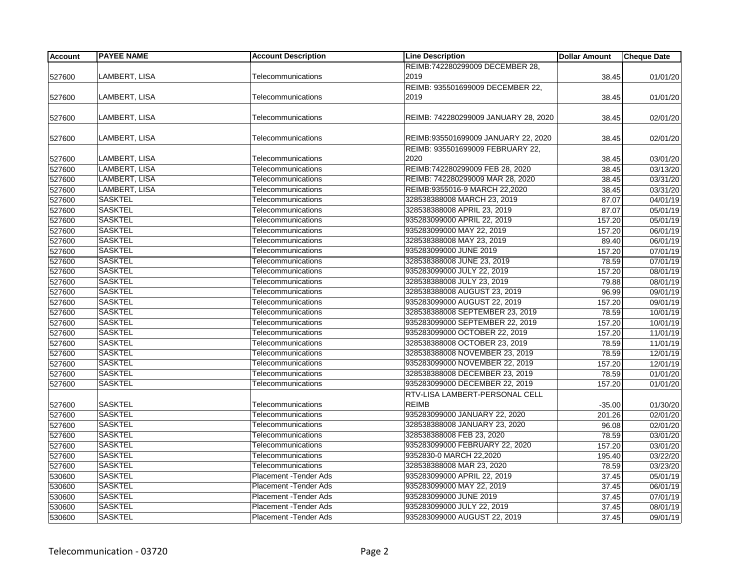| Account | PAYEE NAME | Account Description | Line Description | Dollar Amount | Cheque Date |
|---|---|---|---|---|---|
| 527600 | LAMBERT, LISA | Telecommunications | REIMB:742280299009 DECEMBER 28, 2019 | 38.45 | 01/01/20 |
| 527600 | LAMBERT, LISA | Telecommunications | REIMB: 935501699009 DECEMBER 22, 2019 | 38.45 | 01/01/20 |
| 527600 | LAMBERT, LISA | Telecommunications | REIMB: 742280299009 JANUARY 28, 2020 | 38.45 | 02/01/20 |
| 527600 | LAMBERT, LISA | Telecommunications | REIMB:935501699009 JANUARY 22, 2020 | 38.45 | 02/01/20 |
| 527600 | LAMBERT, LISA | Telecommunications | REIMB: 935501699009 FEBRUARY 22, 2020 | 38.45 | 03/01/20 |
| 527600 | LAMBERT, LISA | Telecommunications | REIMB:742280299009 FEB 28, 2020 | 38.45 | 03/13/20 |
| 527600 | LAMBERT, LISA | Telecommunications | REIMB: 742280299009 MAR 28, 2020 | 38.45 | 03/31/20 |
| 527600 | LAMBERT, LISA | Telecommunications | REIMB:9355016-9 MARCH 22,2020 | 38.45 | 03/31/20 |
| 527600 | SASKTEL | Telecommunications | 328538388008 MARCH 23, 2019 | 87.07 | 04/01/19 |
| 527600 | SASKTEL | Telecommunications | 328538388008 APRIL 23, 2019 | 87.07 | 05/01/19 |
| 527600 | SASKTEL | Telecommunications | 935283099000 APRIL 22, 2019 | 157.20 | 05/01/19 |
| 527600 | SASKTEL | Telecommunications | 935283099000 MAY 22, 2019 | 157.20 | 06/01/19 |
| 527600 | SASKTEL | Telecommunications | 328538388008 MAY 23, 2019 | 89.40 | 06/01/19 |
| 527600 | SASKTEL | Telecommunications | 935283099000 JUNE 2019 | 157.20 | 07/01/19 |
| 527600 | SASKTEL | Telecommunications | 328538388008 JUNE 23, 2019 | 78.59 | 07/01/19 |
| 527600 | SASKTEL | Telecommunications | 935283099000 JULY 22, 2019 | 157.20 | 08/01/19 |
| 527600 | SASKTEL | Telecommunications | 328538388008 JULY 23, 2019 | 79.88 | 08/01/19 |
| 527600 | SASKTEL | Telecommunications | 328538388008 AUGUST 23, 2019 | 96.99 | 09/01/19 |
| 527600 | SASKTEL | Telecommunications | 935283099000 AUGUST 22, 2019 | 157.20 | 09/01/19 |
| 527600 | SASKTEL | Telecommunications | 328538388008 SEPTEMBER 23, 2019 | 78.59 | 10/01/19 |
| 527600 | SASKTEL | Telecommunications | 935283099000 SEPTEMBER 22, 2019 | 157.20 | 10/01/19 |
| 527600 | SASKTEL | Telecommunications | 935283099000 OCTOBER 22, 2019 | 157.20 | 11/01/19 |
| 527600 | SASKTEL | Telecommunications | 328538388008 OCTOBER 23, 2019 | 78.59 | 11/01/19 |
| 527600 | SASKTEL | Telecommunications | 328538388008 NOVEMBER 23, 2019 | 78.59 | 12/01/19 |
| 527600 | SASKTEL | Telecommunications | 935283099000 NOVEMBER 22, 2019 | 157.20 | 12/01/19 |
| 527600 | SASKTEL | Telecommunications | 328538388008 DECEMBER 23, 2019 | 78.59 | 01/01/20 |
| 527600 | SASKTEL | Telecommunications | 935283099000 DECEMBER 22, 2019 | 157.20 | 01/01/20 |
| 527600 | SASKTEL | Telecommunications | RTV-LISA LAMBERT-PERSONAL CELL REIMB | -35.00 | 01/30/20 |
| 527600 | SASKTEL | Telecommunications | 935283099000 JANUARY 22, 2020 | 201.26 | 02/01/20 |
| 527600 | SASKTEL | Telecommunications | 328538388008 JANUARY 23, 2020 | 96.08 | 02/01/20 |
| 527600 | SASKTEL | Telecommunications | 328538388008 FEB 23, 2020 | 78.59 | 03/01/20 |
| 527600 | SASKTEL | Telecommunications | 935283099000 FEBRUARY 22, 2020 | 157.20 | 03/01/20 |
| 527600 | SASKTEL | Telecommunications | 9352830-0 MARCH 22,2020 | 195.40 | 03/22/20 |
| 527600 | SASKTEL | Telecommunications | 328538388008 MAR 23, 2020 | 78.59 | 03/23/20 |
| 530600 | SASKTEL | Placement -Tender Ads | 935283099000 APRIL 22, 2019 | 37.45 | 05/01/19 |
| 530600 | SASKTEL | Placement -Tender Ads | 935283099000 MAY 22, 2019 | 37.45 | 06/01/19 |
| 530600 | SASKTEL | Placement -Tender Ads | 935283099000 JUNE 2019 | 37.45 | 07/01/19 |
| 530600 | SASKTEL | Placement -Tender Ads | 935283099000 JULY 22, 2019 | 37.45 | 08/01/19 |
| 530600 | SASKTEL | Placement -Tender Ads | 935283099000 AUGUST 22, 2019 | 37.45 | 09/01/19 |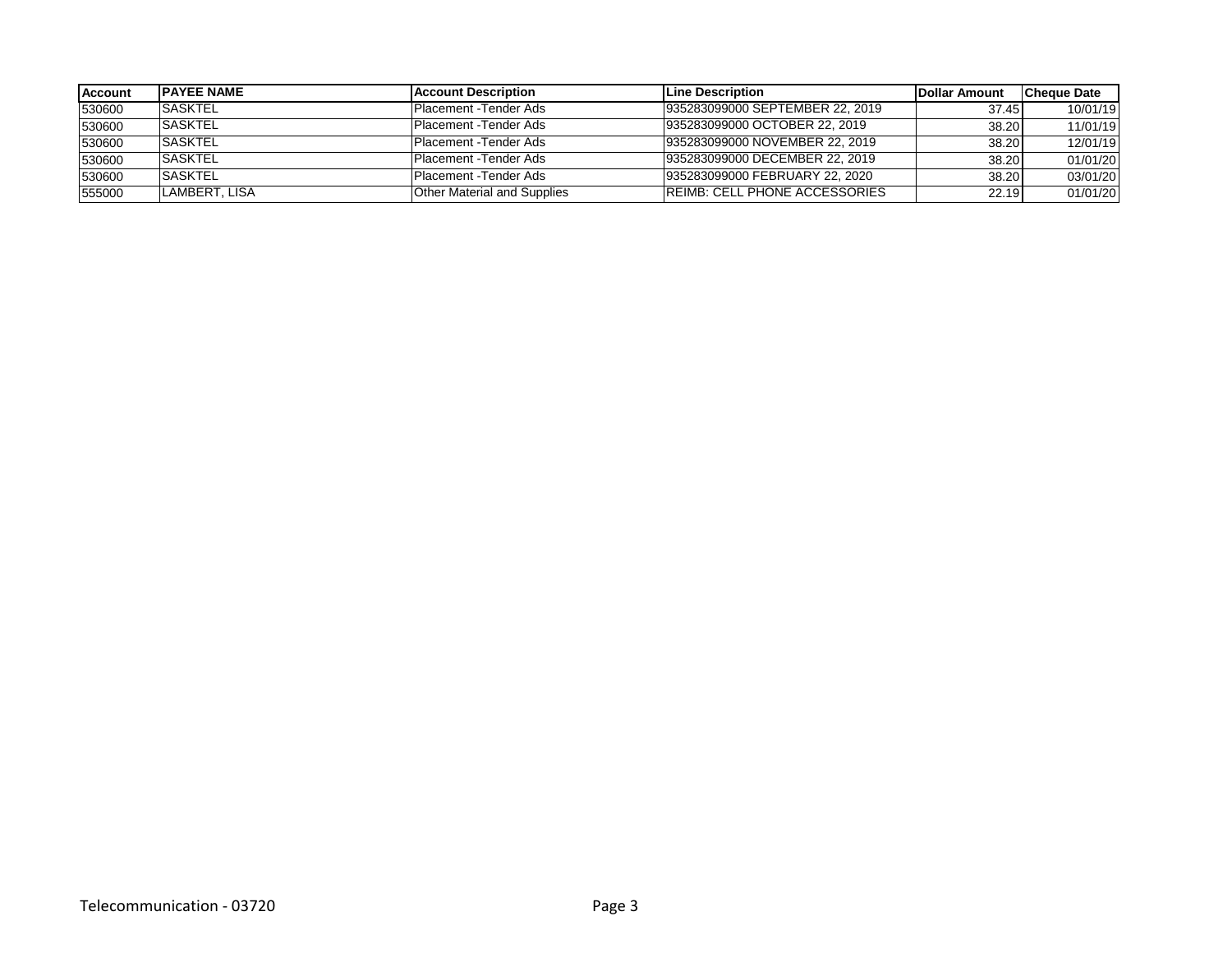| Account | PAYEE NAME | Account Description | Line Description | Dollar Amount | Cheque Date |
|---|---|---|---|---|---|
| 530600 | SASKTEL | Placement -Tender Ads | 935283099000 SEPTEMBER 22, 2019 | 37.45 | 10/01/19 |
| 530600 | SASKTEL | Placement -Tender Ads | 935283099000 OCTOBER 22, 2019 | 38.20 | 11/01/19 |
| 530600 | SASKTEL | Placement -Tender Ads | 935283099000 NOVEMBER 22, 2019 | 38.20 | 12/01/19 |
| 530600 | SASKTEL | Placement -Tender Ads | 935283099000 DECEMBER 22, 2019 | 38.20 | 01/01/20 |
| 530600 | SASKTEL | Placement -Tender Ads | 935283099000 FEBRUARY 22, 2020 | 38.20 | 03/01/20 |
| 555000 | LAMBERT, LISA | Other Material and Supplies | REIMB: CELL PHONE ACCESSORIES | 22.19 | 01/01/20 |

Telecommunication - 03720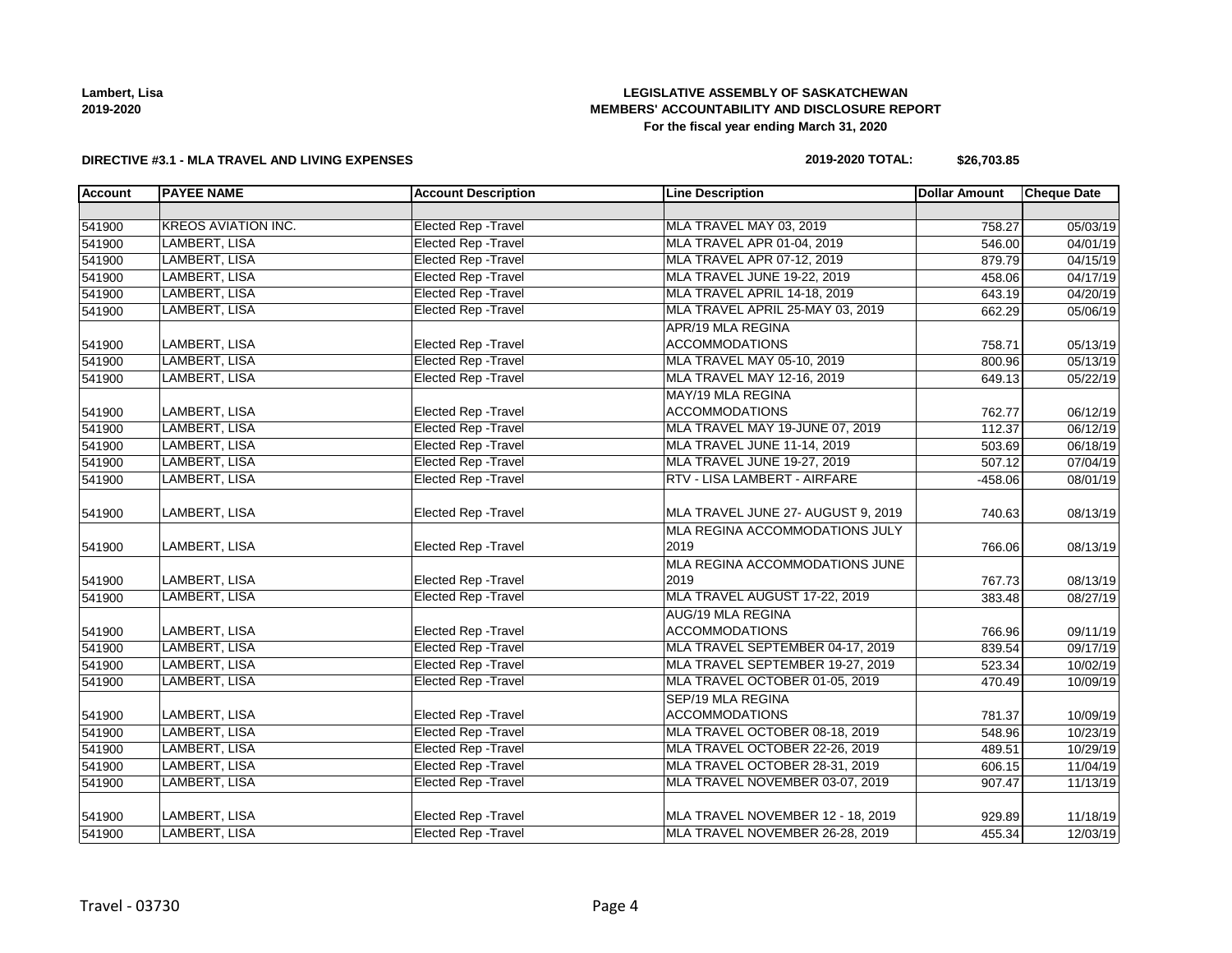**Lambert, Lisa**
**2019-2020**

**LEGISLATIVE ASSEMBLY OF SASKATCHEWAN**
**MEMBERS' ACCOUNTABILITY AND DISCLOSURE REPORT**
**For the fiscal year ending March 31, 2020**

**DIRECTIVE #3.1 - MLA TRAVEL AND LIVING EXPENSES**

**2019-2020 TOTAL: $26,703.85**

| Account | PAYEE NAME | Account Description | Line Description | Dollar Amount | Cheque Date |
|---|---|---|---|---|---|
| | | | | | |
| 541900 | KREOS AVIATION INC. | Elected Rep -Travel | MLA TRAVEL MAY 03, 2019 | 758.27 | 05/03/19 |
| 541900 | LAMBERT, LISA | Elected Rep -Travel | MLA TRAVEL APR 01-04, 2019 | 546.00 | 04/01/19 |
| 541900 | LAMBERT, LISA | Elected Rep -Travel | MLA TRAVEL APR 07-12, 2019 | 879.79 | 04/15/19 |
| 541900 | LAMBERT, LISA | Elected Rep -Travel | MLA TRAVEL JUNE 19-22, 2019 | 458.06 | 04/17/19 |
| 541900 | LAMBERT, LISA | Elected Rep -Travel | MLA TRAVEL APRIL 14-18, 2019 | 643.19 | 04/20/19 |
| 541900 | LAMBERT, LISA | Elected Rep -Travel | MLA TRAVEL APRIL 25-MAY 03, 2019 | 662.29 | 05/06/19 |
| 541900 | LAMBERT, LISA | Elected Rep -Travel | APR/19 MLA REGINA ACCOMMODATIONS | 758.71 | 05/13/19 |
| 541900 | LAMBERT, LISA | Elected Rep -Travel | MLA TRAVEL MAY 05-10, 2019 | 800.96 | 05/13/19 |
| 541900 | LAMBERT, LISA | Elected Rep -Travel | MLA TRAVEL MAY 12-16, 2019 | 649.13 | 05/22/19 |
| 541900 | LAMBERT, LISA | Elected Rep -Travel | MAY/19 MLA REGINA ACCOMMODATIONS | 762.77 | 06/12/19 |
| 541900 | LAMBERT, LISA | Elected Rep -Travel | MLA TRAVEL MAY 19-JUNE 07, 2019 | 112.37 | 06/12/19 |
| 541900 | LAMBERT, LISA | Elected Rep -Travel | MLA TRAVEL JUNE 11-14, 2019 | 503.69 | 06/18/19 |
| 541900 | LAMBERT, LISA | Elected Rep -Travel | MLA TRAVEL JUNE 19-27, 2019 | 507.12 | 07/04/19 |
| 541900 | LAMBERT, LISA | Elected Rep -Travel | RTV - LISA LAMBERT - AIRFARE | -458.06 | 08/01/19 |
| 541900 | LAMBERT, LISA | Elected Rep -Travel | MLA TRAVEL JUNE 27- AUGUST 9, 2019 | 740.63 | 08/13/19 |
| 541900 | LAMBERT, LISA | Elected Rep -Travel | MLA REGINA ACCOMMODATIONS JULY 2019 | 766.06 | 08/13/19 |
| 541900 | LAMBERT, LISA | Elected Rep -Travel | MLA REGINA ACCOMMODATIONS JUNE 2019 | 767.73 | 08/13/19 |
| 541900 | LAMBERT, LISA | Elected Rep -Travel | MLA TRAVEL AUGUST 17-22, 2019 | 383.48 | 08/27/19 |
| 541900 | LAMBERT, LISA | Elected Rep -Travel | AUG/19 MLA REGINA ACCOMMODATIONS | 766.96 | 09/11/19 |
| 541900 | LAMBERT, LISA | Elected Rep -Travel | MLA TRAVEL SEPTEMBER 04-17, 2019 | 839.54 | 09/17/19 |
| 541900 | LAMBERT, LISA | Elected Rep -Travel | MLA TRAVEL SEPTEMBER 19-27, 2019 | 523.34 | 10/02/19 |
| 541900 | LAMBERT, LISA | Elected Rep -Travel | MLA TRAVEL OCTOBER 01-05, 2019 | 470.49 | 10/09/19 |
| 541900 | LAMBERT, LISA | Elected Rep -Travel | SEP/19 MLA REGINA ACCOMMODATIONS | 781.37 | 10/09/19 |
| 541900 | LAMBERT, LISA | Elected Rep -Travel | MLA TRAVEL OCTOBER 08-18, 2019 | 548.96 | 10/23/19 |
| 541900 | LAMBERT, LISA | Elected Rep -Travel | MLA TRAVEL OCTOBER 22-26, 2019 | 489.51 | 10/29/19 |
| 541900 | LAMBERT, LISA | Elected Rep -Travel | MLA TRAVEL OCTOBER 28-31, 2019 | 606.15 | 11/04/19 |
| 541900 | LAMBERT, LISA | Elected Rep -Travel | MLA TRAVEL NOVEMBER 03-07, 2019 | 907.47 | 11/13/19 |
| 541900 | LAMBERT, LISA | Elected Rep -Travel | MLA TRAVEL NOVEMBER 12 - 18, 2019 | 929.89 | 11/18/19 |
| 541900 | LAMBERT, LISA | Elected Rep -Travel | MLA TRAVEL NOVEMBER 26-28, 2019 | 455.34 | 12/03/19 |

Travel - 03730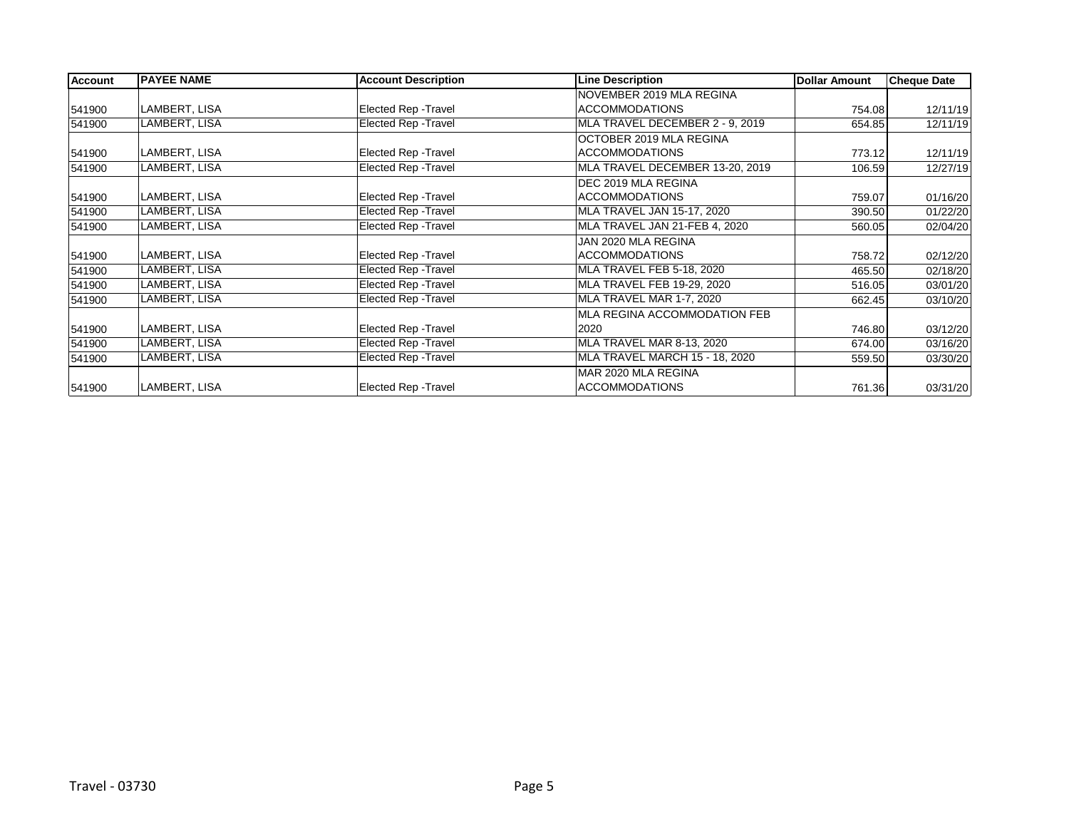| Account | PAYEE NAME | Account Description | Line Description | Dollar Amount | Cheque Date |
|---|---|---|---|---|---|
| 541900 | LAMBERT, LISA | Elected Rep -Travel | NOVEMBER 2019 MLA REGINA ACCOMMODATIONS | 754.08 | 12/11/19 |
| 541900 | LAMBERT, LISA | Elected Rep -Travel | MLA TRAVEL DECEMBER 2 - 9, 2019 | 654.85 | 12/11/19 |
| 541900 | LAMBERT, LISA | Elected Rep -Travel | OCTOBER 2019 MLA REGINA ACCOMMODATIONS | 773.12 | 12/11/19 |
| 541900 | LAMBERT, LISA | Elected Rep -Travel | MLA TRAVEL DECEMBER 13-20, 2019 | 106.59 | 12/27/19 |
| 541900 | LAMBERT, LISA | Elected Rep -Travel | DEC 2019 MLA REGINA ACCOMMODATIONS | 759.07 | 01/16/20 |
| 541900 | LAMBERT, LISA | Elected Rep -Travel | MLA TRAVEL JAN 15-17, 2020 | 390.50 | 01/22/20 |
| 541900 | LAMBERT, LISA | Elected Rep -Travel | MLA TRAVEL JAN 21-FEB 4, 2020 | 560.05 | 02/04/20 |
| 541900 | LAMBERT, LISA | Elected Rep -Travel | JAN 2020 MLA REGINA ACCOMMODATIONS | 758.72 | 02/12/20 |
| 541900 | LAMBERT, LISA | Elected Rep -Travel | MLA TRAVEL FEB 5-18, 2020 | 465.50 | 02/18/20 |
| 541900 | LAMBERT, LISA | Elected Rep -Travel | MLA TRAVEL FEB 19-29, 2020 | 516.05 | 03/01/20 |
| 541900 | LAMBERT, LISA | Elected Rep -Travel | MLA TRAVEL MAR 1-7, 2020 | 662.45 | 03/10/20 |
| 541900 | LAMBERT, LISA | Elected Rep -Travel | MLA REGINA ACCOMMODATION FEB 2020 | 746.80 | 03/12/20 |
| 541900 | LAMBERT, LISA | Elected Rep -Travel | MLA TRAVEL MAR 8-13, 2020 | 674.00 | 03/16/20 |
| 541900 | LAMBERT, LISA | Elected Rep -Travel | MLA TRAVEL MARCH 15 - 18, 2020 | 559.50 | 03/30/20 |
| 541900 | LAMBERT, LISA | Elected Rep -Travel | MAR 2020 MLA REGINA ACCOMMODATIONS | 761.36 | 03/31/20 |

Travel - 03730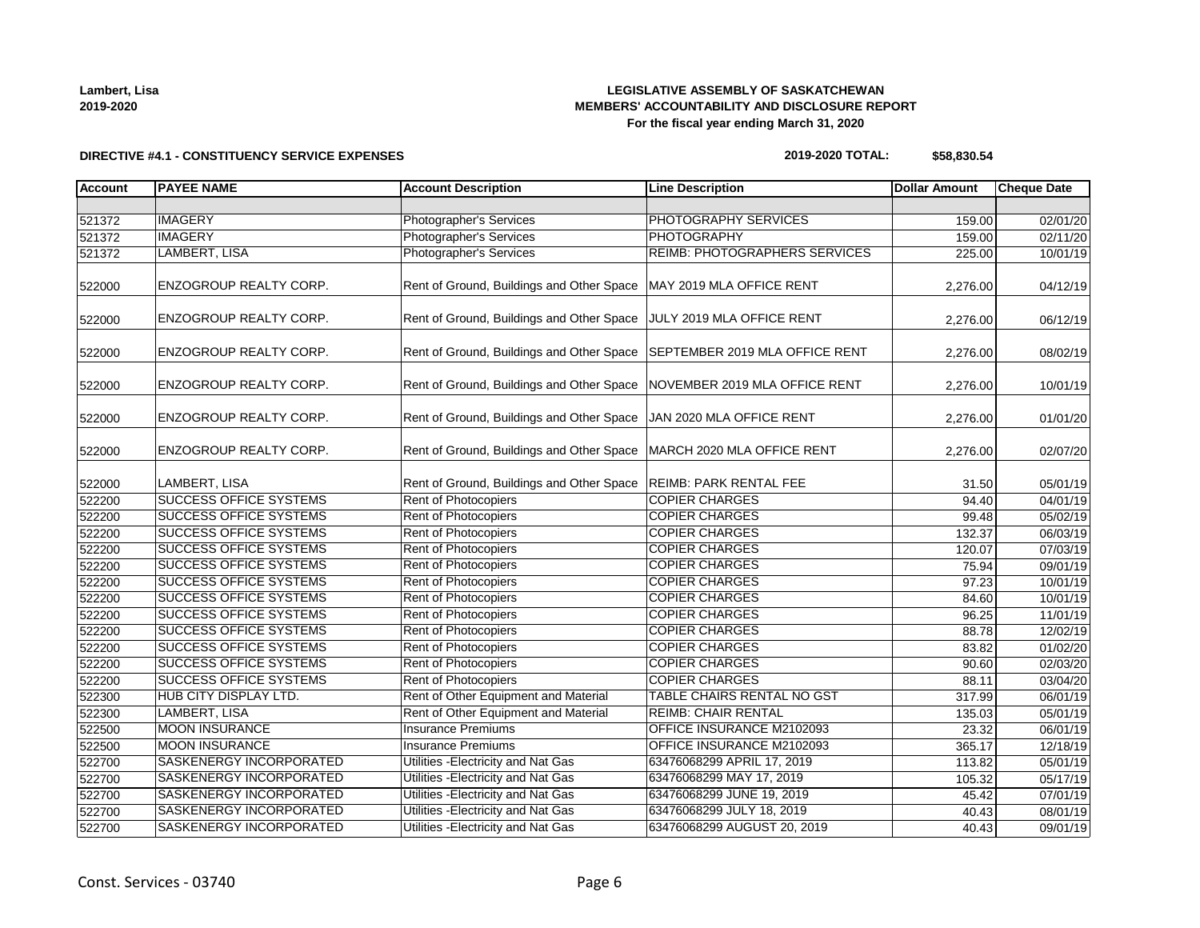Lambert, Lisa
2019-2020

**LEGISLATIVE ASSEMBLY OF SASKATCHEWAN**
**MEMBERS' ACCOUNTABILITY AND DISCLOSURE REPORT**
**For the fiscal year ending March 31, 2020**

**DIRECTIVE #4.1 - CONSTITUENCY SERVICE EXPENSES**

**2019-2020 TOTAL: $58,830.54**

| Account | PAYEE NAME | Account Description | Line Description | Dollar Amount | Cheque Date |
|---|---|---|---|---|---|
| | | | | | |
| 521372 | IMAGERY | Photographer's Services | PHOTOGRAPHY SERVICES | 159.00 | 02/01/20 |
| 521372 | IMAGERY | Photographer's Services | PHOTOGRAPHY | 159.00 | 02/11/20 |
| 521372 | LAMBERT, LISA | Photographer's Services | REIMB: PHOTOGRAPHERS SERVICES | 225.00 | 10/01/19 |
| 522000 | ENZOGROUP REALTY CORP. | Rent of Ground, Buildings and Other Space | MAY 2019 MLA OFFICE RENT | 2,276.00 | 04/12/19 |
| 522000 | ENZOGROUP REALTY CORP. | Rent of Ground, Buildings and Other Space | JULY 2019 MLA OFFICE RENT | 2,276.00 | 06/12/19 |
| 522000 | ENZOGROUP REALTY CORP. | Rent of Ground, Buildings and Other Space | SEPTEMBER 2019 MLA OFFICE RENT | 2,276.00 | 08/02/19 |
| 522000 | ENZOGROUP REALTY CORP. | Rent of Ground, Buildings and Other Space | NOVEMBER 2019 MLA OFFICE RENT | 2,276.00 | 10/01/19 |
| 522000 | ENZOGROUP REALTY CORP. | Rent of Ground, Buildings and Other Space | JAN 2020 MLA OFFICE RENT | 2,276.00 | 01/01/20 |
| 522000 | ENZOGROUP REALTY CORP. | Rent of Ground, Buildings and Other Space | MARCH 2020 MLA OFFICE RENT | 2,276.00 | 02/07/20 |
| 522000 | LAMBERT, LISA | Rent of Ground, Buildings and Other Space | REIMB: PARK RENTAL FEE | 31.50 | 05/01/19 |
| 522200 | SUCCESS OFFICE SYSTEMS | Rent of Photocopiers | COPIER CHARGES | 94.40 | 04/01/19 |
| 522200 | SUCCESS OFFICE SYSTEMS | Rent of Photocopiers | COPIER CHARGES | 99.48 | 05/02/19 |
| 522200 | SUCCESS OFFICE SYSTEMS | Rent of Photocopiers | COPIER CHARGES | 132.37 | 06/03/19 |
| 522200 | SUCCESS OFFICE SYSTEMS | Rent of Photocopiers | COPIER CHARGES | 120.07 | 07/03/19 |
| 522200 | SUCCESS OFFICE SYSTEMS | Rent of Photocopiers | COPIER CHARGES | 75.94 | 09/01/19 |
| 522200 | SUCCESS OFFICE SYSTEMS | Rent of Photocopiers | COPIER CHARGES | 97.23 | 10/01/19 |
| 522200 | SUCCESS OFFICE SYSTEMS | Rent of Photocopiers | COPIER CHARGES | 84.60 | 10/01/19 |
| 522200 | SUCCESS OFFICE SYSTEMS | Rent of Photocopiers | COPIER CHARGES | 96.25 | 11/01/19 |
| 522200 | SUCCESS OFFICE SYSTEMS | Rent of Photocopiers | COPIER CHARGES | 88.78 | 12/02/19 |
| 522200 | SUCCESS OFFICE SYSTEMS | Rent of Photocopiers | COPIER CHARGES | 83.82 | 01/02/20 |
| 522200 | SUCCESS OFFICE SYSTEMS | Rent of Photocopiers | COPIER CHARGES | 90.60 | 02/03/20 |
| 522200 | SUCCESS OFFICE SYSTEMS | Rent of Photocopiers | COPIER CHARGES | 88.11 | 03/04/20 |
| 522300 | HUB CITY DISPLAY LTD. | Rent of Other Equipment and Material | TABLE CHAIRS RENTAL NO GST | 317.99 | 06/01/19 |
| 522300 | LAMBERT, LISA | Rent of Other Equipment and Material | REIMB: CHAIR RENTAL | 135.03 | 05/01/19 |
| 522500 | MOON INSURANCE | Insurance Premiums | OFFICE INSURANCE M2102093 | 23.32 | 06/01/19 |
| 522500 | MOON INSURANCE | Insurance Premiums | OFFICE INSURANCE M2102093 | 365.17 | 12/18/19 |
| 522700 | SASKENERGY INCORPORATED | Utilities -Electricity and Nat Gas | 63476068299 APRIL 17, 2019 | 113.82 | 05/01/19 |
| 522700 | SASKENERGY INCORPORATED | Utilities -Electricity and Nat Gas | 63476068299 MAY 17, 2019 | 105.32 | 05/17/19 |
| 522700 | SASKENERGY INCORPORATED | Utilities -Electricity and Nat Gas | 63476068299 JUNE 19, 2019 | 45.42 | 07/01/19 |
| 522700 | SASKENERGY INCORPORATED | Utilities -Electricity and Nat Gas | 63476068299 JULY 18, 2019 | 40.43 | 08/01/19 |
| 522700 | SASKENERGY INCORPORATED | Utilities -Electricity and Nat Gas | 63476068299 AUGUST 20, 2019 | 40.43 | 09/01/19 |

Const. Services - 03740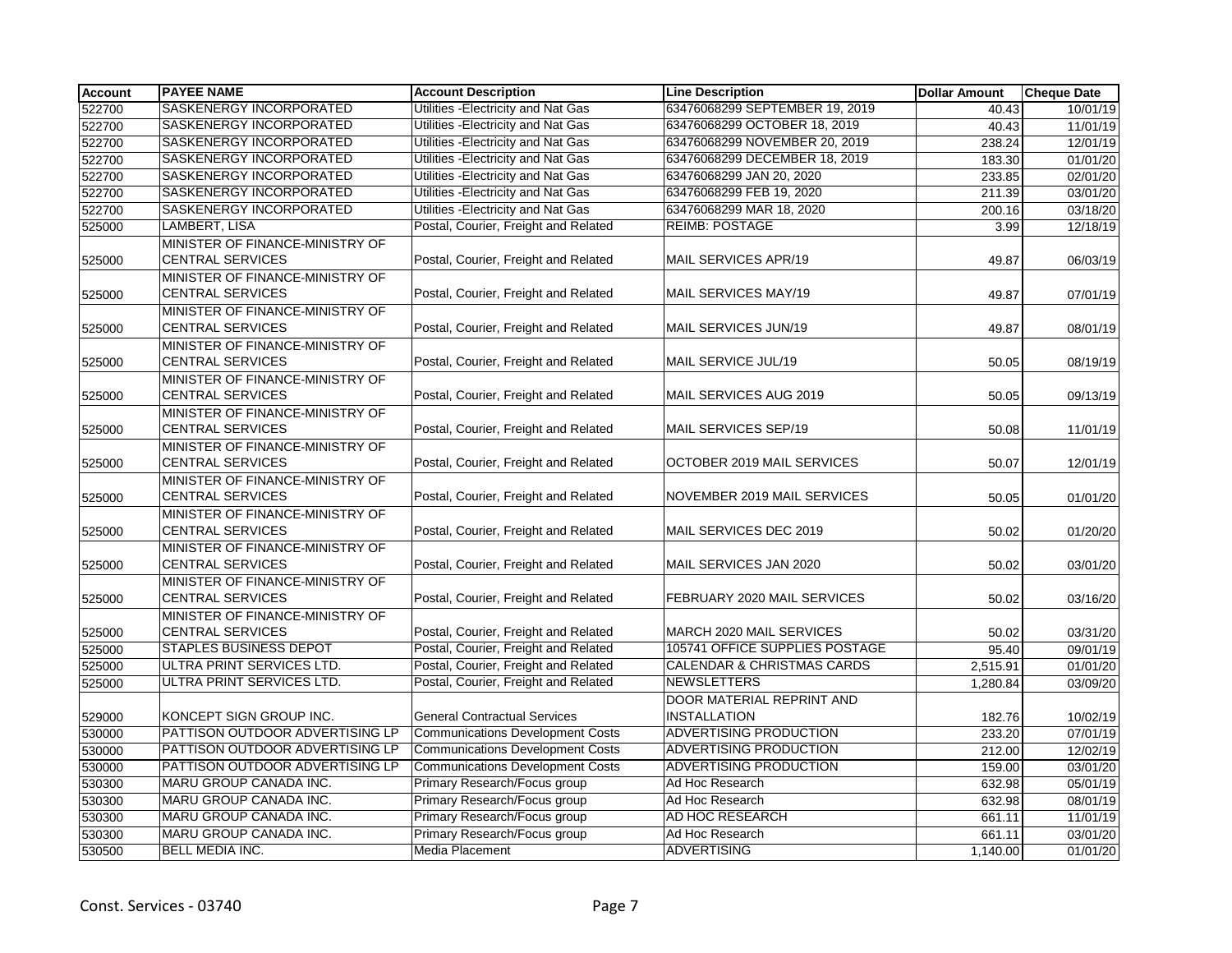| Account | PAYEE NAME | Account Description | Line Description | Dollar Amount | Cheque Date |
|---|---|---|---|---|---|
| 522700 | SASKENERGY INCORPORATED | Utilities -Electricity and Nat Gas | 63476068299 SEPTEMBER 19, 2019 | 40.43 | 10/01/19 |
| 522700 | SASKENERGY INCORPORATED | Utilities -Electricity and Nat Gas | 63476068299 OCTOBER 18, 2019 | 40.43 | 11/01/19 |
| 522700 | SASKENERGY INCORPORATED | Utilities -Electricity and Nat Gas | 63476068299 NOVEMBER 20, 2019 | 238.24 | 12/01/19 |
| 522700 | SASKENERGY INCORPORATED | Utilities -Electricity and Nat Gas | 63476068299 DECEMBER 18, 2019 | 183.30 | 01/01/20 |
| 522700 | SASKENERGY INCORPORATED | Utilities -Electricity and Nat Gas | 63476068299 JAN 20, 2020 | 233.85 | 02/01/20 |
| 522700 | SASKENERGY INCORPORATED | Utilities -Electricity and Nat Gas | 63476068299 FEB 19, 2020 | 211.39 | 03/01/20 |
| 522700 | SASKENERGY INCORPORATED | Utilities -Electricity and Nat Gas | 63476068299 MAR 18, 2020 | 200.16 | 03/18/20 |
| 525000 | LAMBERT, LISA | Postal, Courier, Freight and Related | REIMB: POSTAGE | 3.99 | 12/18/19 |
| 525000 | MINISTER OF FINANCE-MINISTRY OF CENTRAL SERVICES | Postal, Courier, Freight and Related | MAIL SERVICES APR/19 | 49.87 | 06/03/19 |
| 525000 | MINISTER OF FINANCE-MINISTRY OF CENTRAL SERVICES | Postal, Courier, Freight and Related | MAIL SERVICES MAY/19 | 49.87 | 07/01/19 |
| 525000 | MINISTER OF FINANCE-MINISTRY OF CENTRAL SERVICES | Postal, Courier, Freight and Related | MAIL SERVICES JUN/19 | 49.87 | 08/01/19 |
| 525000 | MINISTER OF FINANCE-MINISTRY OF CENTRAL SERVICES | Postal, Courier, Freight and Related | MAIL SERVICE JUL/19 | 50.05 | 08/19/19 |
| 525000 | MINISTER OF FINANCE-MINISTRY OF CENTRAL SERVICES | Postal, Courier, Freight and Related | MAIL SERVICES AUG 2019 | 50.05 | 09/13/19 |
| 525000 | MINISTER OF FINANCE-MINISTRY OF CENTRAL SERVICES | Postal, Courier, Freight and Related | MAIL SERVICES SEP/19 | 50.08 | 11/01/19 |
| 525000 | MINISTER OF FINANCE-MINISTRY OF CENTRAL SERVICES | Postal, Courier, Freight and Related | OCTOBER 2019 MAIL SERVICES | 50.07 | 12/01/19 |
| 525000 | MINISTER OF FINANCE-MINISTRY OF CENTRAL SERVICES | Postal, Courier, Freight and Related | NOVEMBER 2019 MAIL SERVICES | 50.05 | 01/01/20 |
| 525000 | MINISTER OF FINANCE-MINISTRY OF CENTRAL SERVICES | Postal, Courier, Freight and Related | MAIL SERVICES DEC 2019 | 50.02 | 01/20/20 |
| 525000 | MINISTER OF FINANCE-MINISTRY OF CENTRAL SERVICES | Postal, Courier, Freight and Related | MAIL SERVICES JAN 2020 | 50.02 | 03/01/20 |
| 525000 | MINISTER OF FINANCE-MINISTRY OF CENTRAL SERVICES | Postal, Courier, Freight and Related | FEBRUARY 2020 MAIL SERVICES | 50.02 | 03/16/20 |
| 525000 | MINISTER OF FINANCE-MINISTRY OF CENTRAL SERVICES | Postal, Courier, Freight and Related | MARCH 2020 MAIL SERVICES | 50.02 | 03/31/20 |
| 525000 | STAPLES BUSINESS DEPOT | Postal, Courier, Freight and Related | 105741 OFFICE SUPPLIES POSTAGE | 95.40 | 09/01/19 |
| 525000 | ULTRA PRINT SERVICES LTD. | Postal, Courier, Freight and Related | CALENDAR & CHRISTMAS CARDS | 2,515.91 | 01/01/20 |
| 525000 | ULTRA PRINT SERVICES LTD. | Postal, Courier, Freight and Related | NEWSLETTERS | 1,280.84 | 03/09/20 |
| 529000 | KONCEPT SIGN GROUP INC. | General Contractual Services | DOOR MATERIAL REPRINT AND INSTALLATION | 182.76 | 10/02/19 |
| 530000 | PATTISON OUTDOOR ADVERTISING LP | Communications Development Costs | ADVERTISING PRODUCTION | 233.20 | 07/01/19 |
| 530000 | PATTISON OUTDOOR ADVERTISING LP | Communications Development Costs | ADVERTISING PRODUCTION | 212.00 | 12/02/19 |
| 530000 | PATTISON OUTDOOR ADVERTISING LP | Communications Development Costs | ADVERTISING PRODUCTION | 159.00 | 03/01/20 |
| 530300 | MARU GROUP CANADA INC. | Primary Research/Focus group | Ad Hoc Research | 632.98 | 05/01/19 |
| 530300 | MARU GROUP CANADA INC. | Primary Research/Focus group | Ad Hoc Research | 632.98 | 08/01/19 |
| 530300 | MARU GROUP CANADA INC. | Primary Research/Focus group | AD HOC RESEARCH | 661.11 | 11/01/19 |
| 530300 | MARU GROUP CANADA INC. | Primary Research/Focus group | Ad Hoc Research | 661.11 | 03/01/20 |
| 530500 | BELL MEDIA INC. | Media Placement | ADVERTISING | 1,140.00 | 01/01/20 |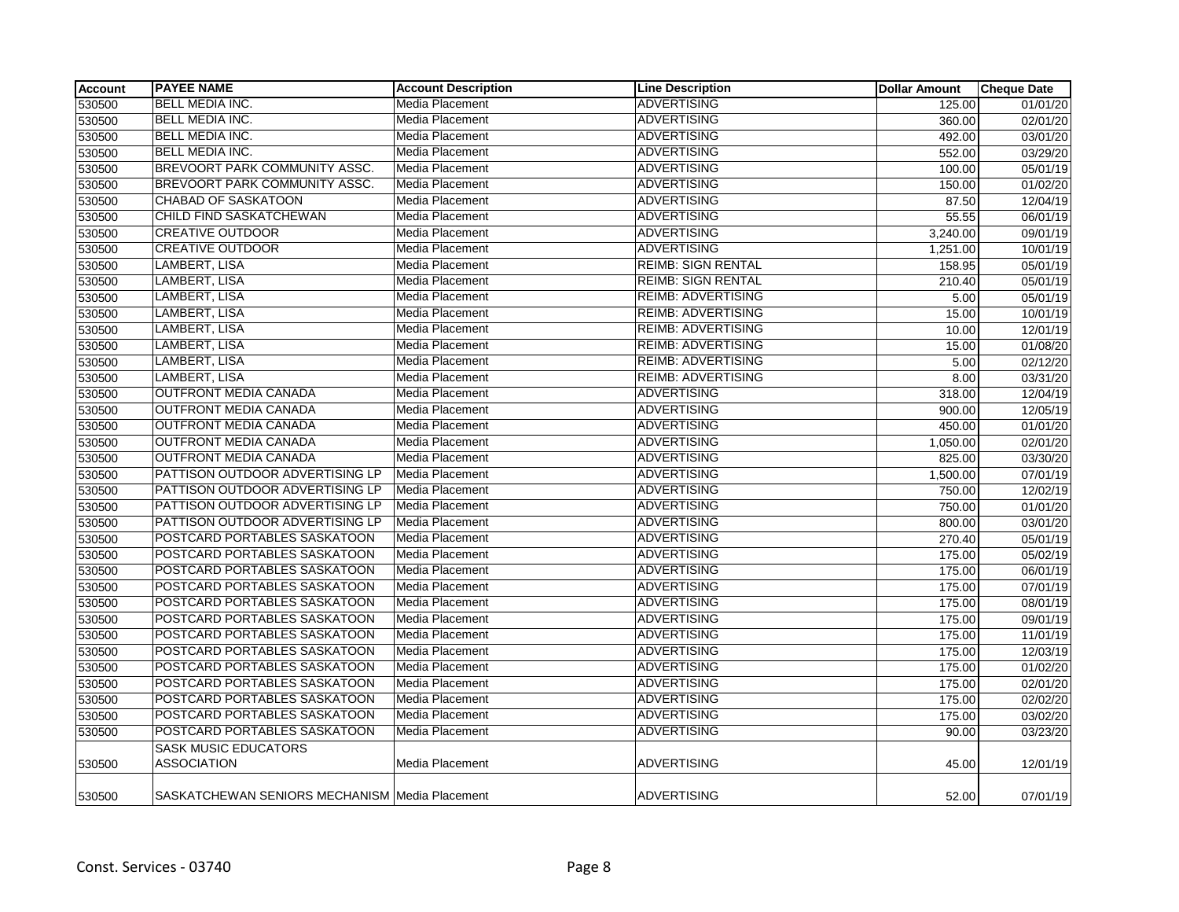| Account | PAYEE NAME | Account Description | Line Description | Dollar Amount | Cheque Date |
|---|---|---|---|---|---|
| 530500 | BELL MEDIA INC. | Media Placement | ADVERTISING | 125.00 | 01/01/20 |
| 530500 | BELL MEDIA INC. | Media Placement | ADVERTISING | 360.00 | 02/01/20 |
| 530500 | BELL MEDIA INC. | Media Placement | ADVERTISING | 492.00 | 03/01/20 |
| 530500 | BELL MEDIA INC. | Media Placement | ADVERTISING | 552.00 | 03/29/20 |
| 530500 | BREVOORT PARK COMMUNITY ASSC. | Media Placement | ADVERTISING | 100.00 | 05/01/19 |
| 530500 | BREVOORT PARK COMMUNITY ASSC. | Media Placement | ADVERTISING | 150.00 | 01/02/20 |
| 530500 | CHABAD OF SASKATOON | Media Placement | ADVERTISING | 87.50 | 12/04/19 |
| 530500 | CHILD FIND SASKATCHEWAN | Media Placement | ADVERTISING | 55.55 | 06/01/19 |
| 530500 | CREATIVE OUTDOOR | Media Placement | ADVERTISING | 3,240.00 | 09/01/19 |
| 530500 | CREATIVE OUTDOOR | Media Placement | ADVERTISING | 1,251.00 | 10/01/19 |
| 530500 | LAMBERT, LISA | Media Placement | REIMB: SIGN RENTAL | 158.95 | 05/01/19 |
| 530500 | LAMBERT, LISA | Media Placement | REIMB: SIGN RENTAL | 210.40 | 05/01/19 |
| 530500 | LAMBERT, LISA | Media Placement | REIMB: ADVERTISING | 5.00 | 05/01/19 |
| 530500 | LAMBERT, LISA | Media Placement | REIMB: ADVERTISING | 15.00 | 10/01/19 |
| 530500 | LAMBERT, LISA | Media Placement | REIMB: ADVERTISING | 10.00 | 12/01/19 |
| 530500 | LAMBERT, LISA | Media Placement | REIMB: ADVERTISING | 15.00 | 01/08/20 |
| 530500 | LAMBERT, LISA | Media Placement | REIMB: ADVERTISING | 5.00 | 02/12/20 |
| 530500 | LAMBERT, LISA | Media Placement | REIMB: ADVERTISING | 8.00 | 03/31/20 |
| 530500 | OUTFRONT MEDIA CANADA | Media Placement | ADVERTISING | 318.00 | 12/04/19 |
| 530500 | OUTFRONT MEDIA CANADA | Media Placement | ADVERTISING | 900.00 | 12/05/19 |
| 530500 | OUTFRONT MEDIA CANADA | Media Placement | ADVERTISING | 450.00 | 01/01/20 |
| 530500 | OUTFRONT MEDIA CANADA | Media Placement | ADVERTISING | 1,050.00 | 02/01/20 |
| 530500 | OUTFRONT MEDIA CANADA | Media Placement | ADVERTISING | 825.00 | 03/30/20 |
| 530500 | PATTISON OUTDOOR ADVERTISING LP | Media Placement | ADVERTISING | 1,500.00 | 07/01/19 |
| 530500 | PATTISON OUTDOOR ADVERTISING LP | Media Placement | ADVERTISING | 750.00 | 12/02/19 |
| 530500 | PATTISON OUTDOOR ADVERTISING LP | Media Placement | ADVERTISING | 750.00 | 01/01/20 |
| 530500 | PATTISON OUTDOOR ADVERTISING LP | Media Placement | ADVERTISING | 800.00 | 03/01/20 |
| 530500 | POSTCARD PORTABLES SASKATOON | Media Placement | ADVERTISING | 270.40 | 05/01/19 |
| 530500 | POSTCARD PORTABLES SASKATOON | Media Placement | ADVERTISING | 175.00 | 05/02/19 |
| 530500 | POSTCARD PORTABLES SASKATOON | Media Placement | ADVERTISING | 175.00 | 06/01/19 |
| 530500 | POSTCARD PORTABLES SASKATOON | Media Placement | ADVERTISING | 175.00 | 07/01/19 |
| 530500 | POSTCARD PORTABLES SASKATOON | Media Placement | ADVERTISING | 175.00 | 08/01/19 |
| 530500 | POSTCARD PORTABLES SASKATOON | Media Placement | ADVERTISING | 175.00 | 09/01/19 |
| 530500 | POSTCARD PORTABLES SASKATOON | Media Placement | ADVERTISING | 175.00 | 11/01/19 |
| 530500 | POSTCARD PORTABLES SASKATOON | Media Placement | ADVERTISING | 175.00 | 12/03/19 |
| 530500 | POSTCARD PORTABLES SASKATOON | Media Placement | ADVERTISING | 175.00 | 01/02/20 |
| 530500 | POSTCARD PORTABLES SASKATOON | Media Placement | ADVERTISING | 175.00 | 02/01/20 |
| 530500 | POSTCARD PORTABLES SASKATOON | Media Placement | ADVERTISING | 175.00 | 02/02/20 |
| 530500 | POSTCARD PORTABLES SASKATOON | Media Placement | ADVERTISING | 175.00 | 03/02/20 |
| 530500 | POSTCARD PORTABLES SASKATOON | Media Placement | ADVERTISING | 90.00 | 03/23/20 |
| 530500 | SASK MUSIC EDUCATORS ASSOCIATION | Media Placement | ADVERTISING | 45.00 | 12/01/19 |
| 530500 | SASKATCHEWAN SENIORS MECHANISM | Media Placement | ADVERTISING | 52.00 | 07/01/19 |

Const. Services - 03740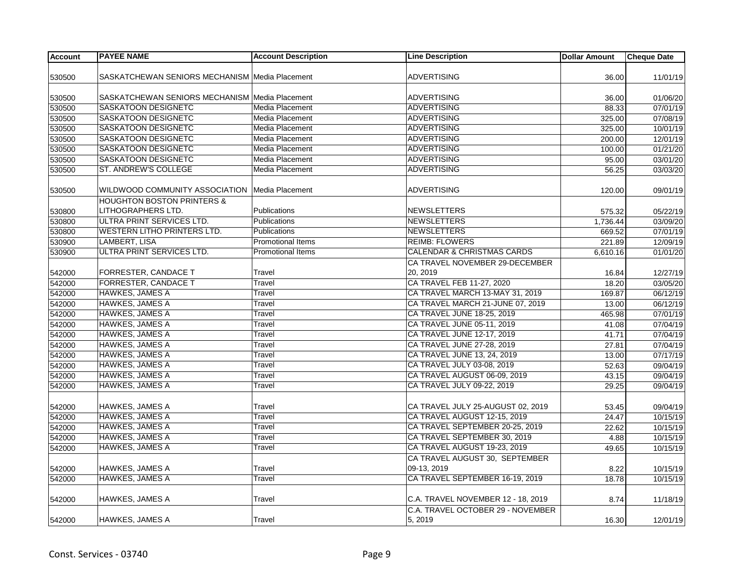| Account | PAYEE NAME | Account Description | Line Description | Dollar Amount | Cheque Date |
|---|---|---|---|---|---|
| 530500 | SASKATCHEWAN SENIORS MECHANISM | Media Placement | ADVERTISING | 36.00 | 11/01/19 |
| 530500 | SASKATCHEWAN SENIORS MECHANISM | Media Placement | ADVERTISING | 36.00 | 01/06/20 |
| 530500 | SASKATOON DESIGNETC | Media Placement | ADVERTISING | 88.33 | 07/01/19 |
| 530500 | SASKATOON DESIGNETC | Media Placement | ADVERTISING | 325.00 | 07/08/19 |
| 530500 | SASKATOON DESIGNETC | Media Placement | ADVERTISING | 325.00 | 10/01/19 |
| 530500 | SASKATOON DESIGNETC | Media Placement | ADVERTISING | 200.00 | 12/01/19 |
| 530500 | SASKATOON DESIGNETC | Media Placement | ADVERTISING | 100.00 | 01/21/20 |
| 530500 | SASKATOON DESIGNETC | Media Placement | ADVERTISING | 95.00 | 03/01/20 |
| 530500 | ST. ANDREW'S COLLEGE | Media Placement | ADVERTISING | 56.25 | 03/03/20 |
| 530500 | WILDWOOD COMMUNITY ASSOCIATION | Media Placement | ADVERTISING | 120.00 | 09/01/19 |
| 530800 | HOUGHTON BOSTON PRINTERS & LITHOGRAPHERS LTD. | Publications | NEWSLETTERS | 575.32 | 05/22/19 |
| 530800 | ULTRA PRINT SERVICES LTD. | Publications | NEWSLETTERS | 1,736.44 | 03/09/20 |
| 530800 | WESTERN LITHO PRINTERS LTD. | Publications | NEWSLETTERS | 669.52 | 07/01/19 |
| 530900 | LAMBERT, LISA | Promotional Items | REIMB: FLOWERS | 221.89 | 12/09/19 |
| 530900 | ULTRA PRINT SERVICES LTD. | Promotional Items | CALENDAR & CHRISTMAS CARDS | 6,610.16 | 01/01/20 |
| 542000 | FORRESTER, CANDACE T | Travel | CA TRAVEL NOVEMBER 29-DECEMBER 20, 2019 | 16.84 | 12/27/19 |
| 542000 | FORRESTER, CANDACE T | Travel | CA TRAVEL FEB 11-27, 2020 | 18.20 | 03/05/20 |
| 542000 | HAWKES, JAMES A | Travel | CA TRAVEL MARCH 13-MAY 31, 2019 | 169.87 | 06/12/19 |
| 542000 | HAWKES, JAMES A | Travel | CA TRAVEL MARCH 21-JUNE 07, 2019 | 13.00 | 06/12/19 |
| 542000 | HAWKES, JAMES A | Travel | CA TRAVEL JUNE 18-25, 2019 | 465.98 | 07/01/19 |
| 542000 | HAWKES, JAMES A | Travel | CA TRAVEL JUNE 05-11, 2019 | 41.08 | 07/04/19 |
| 542000 | HAWKES, JAMES A | Travel | CA TRAVEL JUNE 12-17, 2019 | 41.71 | 07/04/19 |
| 542000 | HAWKES, JAMES A | Travel | CA TRAVEL JUNE 27-28, 2019 | 27.81 | 07/04/19 |
| 542000 | HAWKES, JAMES A | Travel | CA TRAVEL JUNE 13, 24, 2019 | 13.00 | 07/17/19 |
| 542000 | HAWKES, JAMES A | Travel | CA TRAVEL JULY 03-08, 2019 | 52.63 | 09/04/19 |
| 542000 | HAWKES, JAMES A | Travel | CA TRAVEL AUGUST 06-09, 2019 | 43.15 | 09/04/19 |
| 542000 | HAWKES, JAMES A | Travel | CA TRAVEL JULY 09-22, 2019 | 29.25 | 09/04/19 |
| 542000 | HAWKES, JAMES A | Travel | CA TRAVEL JULY 25-AUGUST 02, 2019 | 53.45 | 09/04/19 |
| 542000 | HAWKES, JAMES A | Travel | CA TRAVEL AUGUST 12-15, 2019 | 24.47 | 10/15/19 |
| 542000 | HAWKES, JAMES A | Travel | CA TRAVEL SEPTEMBER 20-25, 2019 | 22.62 | 10/15/19 |
| 542000 | HAWKES, JAMES A | Travel | CA TRAVEL SEPTEMBER 30, 2019 | 4.88 | 10/15/19 |
| 542000 | HAWKES, JAMES A | Travel | CA TRAVEL AUGUST 19-23, 2019 | 49.65 | 10/15/19 |
| 542000 | HAWKES, JAMES A | Travel | CA TRAVEL AUGUST 30, SEPTEMBER 09-13, 2019 | 8.22 | 10/15/19 |
| 542000 | HAWKES, JAMES A | Travel | CA TRAVEL SEPTEMBER 16-19, 2019 | 18.78 | 10/15/19 |
| 542000 | HAWKES, JAMES A | Travel | C.A. TRAVEL NOVEMBER 12 - 18, 2019 | 8.74 | 11/18/19 |
| 542000 | HAWKES, JAMES A | Travel | C.A. TRAVEL OCTOBER 29 - NOVEMBER 5, 2019 | 16.30 | 12/01/19 |

Const. Services - 03740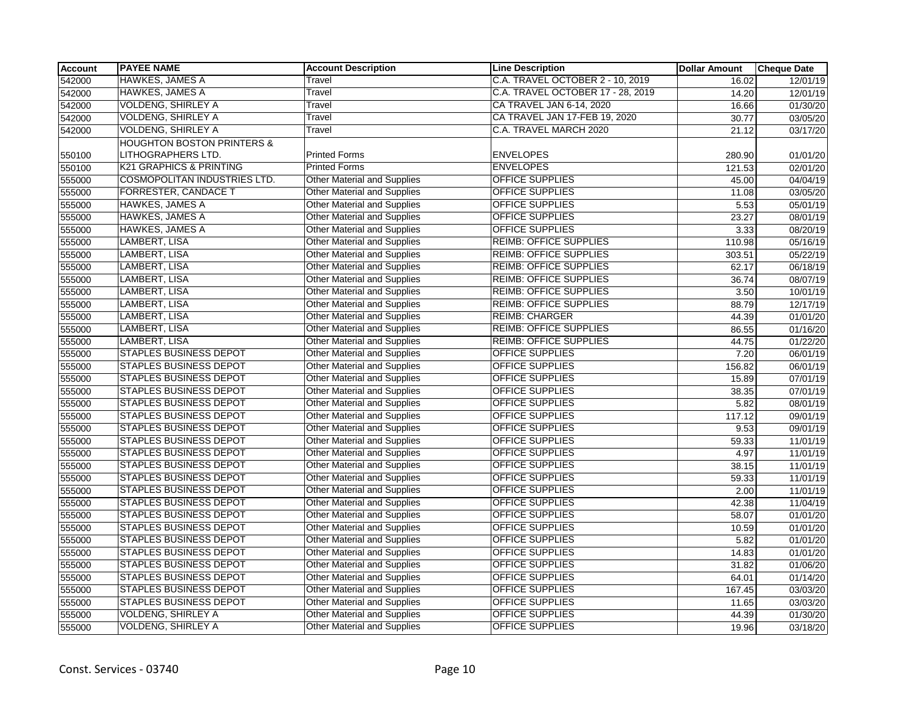| Account | PAYEE NAME | Account Description | Line Description | Dollar Amount | Cheque Date |
|---|---|---|---|---|---|
| 542000 | HAWKES, JAMES A | Travel | C.A. TRAVEL OCTOBER 2 - 10, 2019 | 16.02 | 12/01/19 |
| 542000 | HAWKES, JAMES A | Travel | C.A. TRAVEL OCTOBER 17 - 28, 2019 | 14.20 | 12/01/19 |
| 542000 | VOLDENG, SHIRLEY A | Travel | CA TRAVEL JAN 6-14, 2020 | 16.66 | 01/30/20 |
| 542000 | VOLDENG, SHIRLEY A | Travel | CA TRAVEL JAN 17-FEB 19, 2020 | 30.77 | 03/05/20 |
| 542000 | VOLDENG, SHIRLEY A | Travel | C.A. TRAVEL MARCH 2020 | 21.12 | 03/17/20 |
| 550100 | HOUGHTON BOSTON PRINTERS & LITHOGRAPHERS LTD. | Printed Forms | ENVELOPES | 280.90 | 01/01/20 |
| 550100 | K21 GRAPHICS & PRINTING | Printed Forms | ENVELOPES | 121.53 | 02/01/20 |
| 555000 | COSMOPOLITAN INDUSTRIES LTD. | Other Material and Supplies | OFFICE SUPPLIES | 45.00 | 04/04/19 |
| 555000 | FORRESTER, CANDACE T | Other Material and Supplies | OFFICE SUPPLIES | 11.08 | 03/05/20 |
| 555000 | HAWKES, JAMES A | Other Material and Supplies | OFFICE SUPPLIES | 5.53 | 05/01/19 |
| 555000 | HAWKES, JAMES A | Other Material and Supplies | OFFICE SUPPLIES | 23.27 | 08/01/19 |
| 555000 | HAWKES, JAMES A | Other Material and Supplies | OFFICE SUPPLIES | 3.33 | 08/20/19 |
| 555000 | LAMBERT, LISA | Other Material and Supplies | REIMB: OFFICE SUPPLIES | 110.98 | 05/16/19 |
| 555000 | LAMBERT, LISA | Other Material and Supplies | REIMB: OFFICE SUPPLIES | 303.51 | 05/22/19 |
| 555000 | LAMBERT, LISA | Other Material and Supplies | REIMB: OFFICE SUPPLIES | 62.17 | 06/18/19 |
| 555000 | LAMBERT, LISA | Other Material and Supplies | REIMB: OFFICE SUPPLIES | 36.74 | 08/07/19 |
| 555000 | LAMBERT, LISA | Other Material and Supplies | REIMB: OFFICE SUPPLIES | 3.50 | 10/01/19 |
| 555000 | LAMBERT, LISA | Other Material and Supplies | REIMB: OFFICE SUPPLIES | 88.79 | 12/17/19 |
| 555000 | LAMBERT, LISA | Other Material and Supplies | REIMB: CHARGER | 44.39 | 01/01/20 |
| 555000 | LAMBERT, LISA | Other Material and Supplies | REIMB: OFFICE SUPPLIES | 86.55 | 01/16/20 |
| 555000 | LAMBERT, LISA | Other Material and Supplies | REIMB: OFFICE SUPPLIES | 44.75 | 01/22/20 |
| 555000 | STAPLES BUSINESS DEPOT | Other Material and Supplies | OFFICE SUPPLIES | 7.20 | 06/01/19 |
| 555000 | STAPLES BUSINESS DEPOT | Other Material and Supplies | OFFICE SUPPLIES | 156.82 | 06/01/19 |
| 555000 | STAPLES BUSINESS DEPOT | Other Material and Supplies | OFFICE SUPPLIES | 15.89 | 07/01/19 |
| 555000 | STAPLES BUSINESS DEPOT | Other Material and Supplies | OFFICE SUPPLIES | 38.35 | 07/01/19 |
| 555000 | STAPLES BUSINESS DEPOT | Other Material and Supplies | OFFICE SUPPLIES | 5.82 | 08/01/19 |
| 555000 | STAPLES BUSINESS DEPOT | Other Material and Supplies | OFFICE SUPPLIES | 117.12 | 09/01/19 |
| 555000 | STAPLES BUSINESS DEPOT | Other Material and Supplies | OFFICE SUPPLIES | 9.53 | 09/01/19 |
| 555000 | STAPLES BUSINESS DEPOT | Other Material and Supplies | OFFICE SUPPLIES | 59.33 | 11/01/19 |
| 555000 | STAPLES BUSINESS DEPOT | Other Material and Supplies | OFFICE SUPPLIES | 4.97 | 11/01/19 |
| 555000 | STAPLES BUSINESS DEPOT | Other Material and Supplies | OFFICE SUPPLIES | 38.15 | 11/01/19 |
| 555000 | STAPLES BUSINESS DEPOT | Other Material and Supplies | OFFICE SUPPLIES | 59.33 | 11/01/19 |
| 555000 | STAPLES BUSINESS DEPOT | Other Material and Supplies | OFFICE SUPPLIES | 2.00 | 11/01/19 |
| 555000 | STAPLES BUSINESS DEPOT | Other Material and Supplies | OFFICE SUPPLIES | 42.38 | 11/04/19 |
| 555000 | STAPLES BUSINESS DEPOT | Other Material and Supplies | OFFICE SUPPLIES | 58.07 | 01/01/20 |
| 555000 | STAPLES BUSINESS DEPOT | Other Material and Supplies | OFFICE SUPPLIES | 10.59 | 01/01/20 |
| 555000 | STAPLES BUSINESS DEPOT | Other Material and Supplies | OFFICE SUPPLIES | 5.82 | 01/01/20 |
| 555000 | STAPLES BUSINESS DEPOT | Other Material and Supplies | OFFICE SUPPLIES | 14.83 | 01/01/20 |
| 555000 | STAPLES BUSINESS DEPOT | Other Material and Supplies | OFFICE SUPPLIES | 31.82 | 01/06/20 |
| 555000 | STAPLES BUSINESS DEPOT | Other Material and Supplies | OFFICE SUPPLIES | 64.01 | 01/14/20 |
| 555000 | STAPLES BUSINESS DEPOT | Other Material and Supplies | OFFICE SUPPLIES | 167.45 | 03/03/20 |
| 555000 | STAPLES BUSINESS DEPOT | Other Material and Supplies | OFFICE SUPPLIES | 11.65 | 03/03/20 |
| 555000 | VOLDENG, SHIRLEY A | Other Material and Supplies | OFFICE SUPPLIES | 44.39 | 01/30/20 |
| 555000 | VOLDENG, SHIRLEY A | Other Material and Supplies | OFFICE SUPPLIES | 19.96 | 03/18/20 |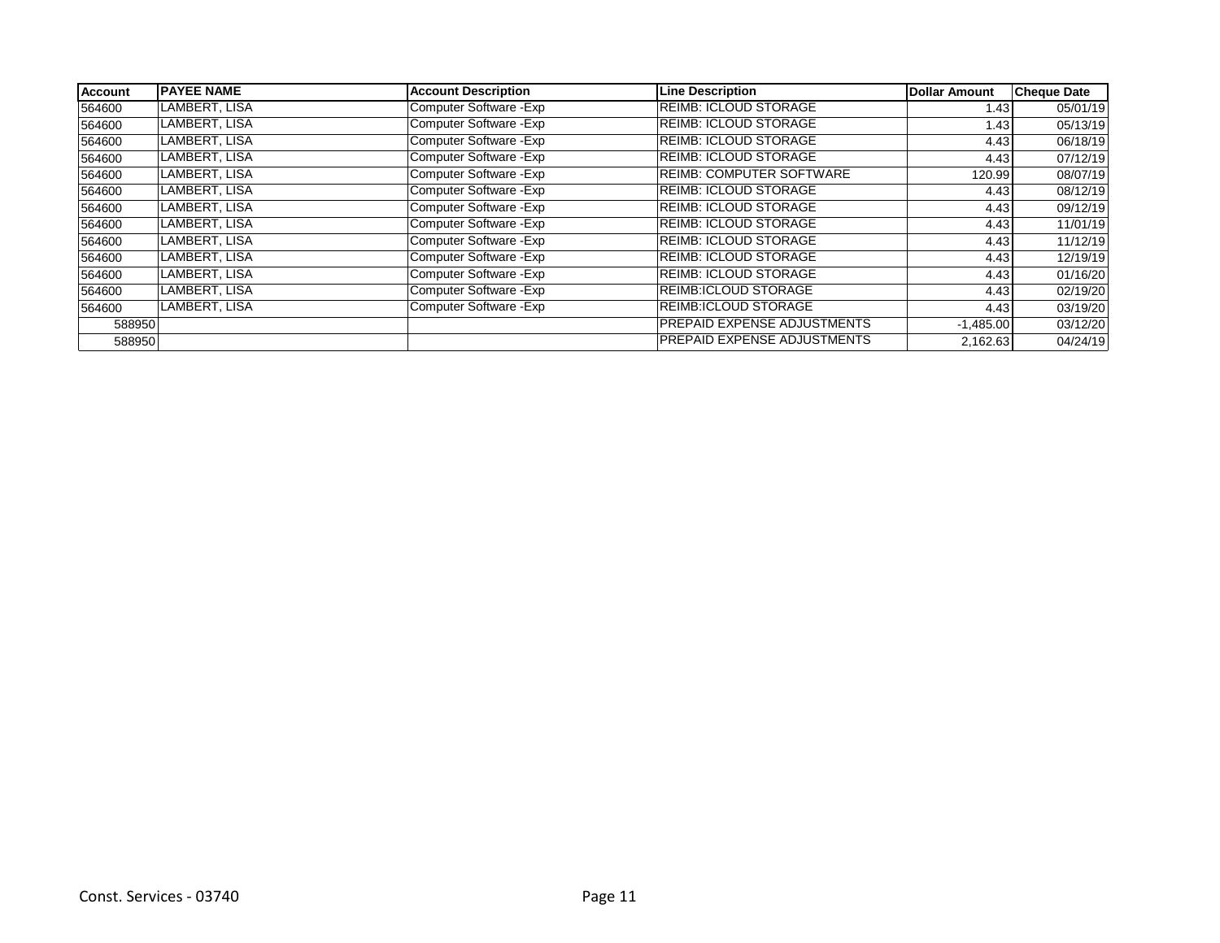| Account | PAYEE NAME | Account Description | Line Description | Dollar Amount | Cheque Date |
|---|---|---|---|---|---|
| 564600 | LAMBERT, LISA | Computer Software -Exp | REIMB: ICLOUD STORAGE | 1.43 | 05/01/19 |
| 564600 | LAMBERT, LISA | Computer Software -Exp | REIMB: ICLOUD STORAGE | 1.43 | 05/13/19 |
| 564600 | LAMBERT, LISA | Computer Software -Exp | REIMB: ICLOUD STORAGE | 4.43 | 06/18/19 |
| 564600 | LAMBERT, LISA | Computer Software -Exp | REIMB: ICLOUD STORAGE | 4.43 | 07/12/19 |
| 564600 | LAMBERT, LISA | Computer Software -Exp | REIMB: COMPUTER SOFTWARE | 120.99 | 08/07/19 |
| 564600 | LAMBERT, LISA | Computer Software -Exp | REIMB: ICLOUD STORAGE | 4.43 | 08/12/19 |
| 564600 | LAMBERT, LISA | Computer Software -Exp | REIMB: ICLOUD STORAGE | 4.43 | 09/12/19 |
| 564600 | LAMBERT, LISA | Computer Software -Exp | REIMB: ICLOUD STORAGE | 4.43 | 11/01/19 |
| 564600 | LAMBERT, LISA | Computer Software -Exp | REIMB: ICLOUD STORAGE | 4.43 | 11/12/19 |
| 564600 | LAMBERT, LISA | Computer Software -Exp | REIMB: ICLOUD STORAGE | 4.43 | 12/19/19 |
| 564600 | LAMBERT, LISA | Computer Software -Exp | REIMB: ICLOUD STORAGE | 4.43 | 01/16/20 |
| 564600 | LAMBERT, LISA | Computer Software -Exp | REIMB:ICLOUD STORAGE | 4.43 | 02/19/20 |
| 564600 | LAMBERT, LISA | Computer Software -Exp | REIMB:ICLOUD STORAGE | 4.43 | 03/19/20 |
| 588950 | | | PREPAID EXPENSE ADJUSTMENTS | -1,485.00 | 03/12/20 |
| 588950 | | | PREPAID EXPENSE ADJUSTMENTS | 2,162.63 | 04/24/19 |

Const. Services - 03740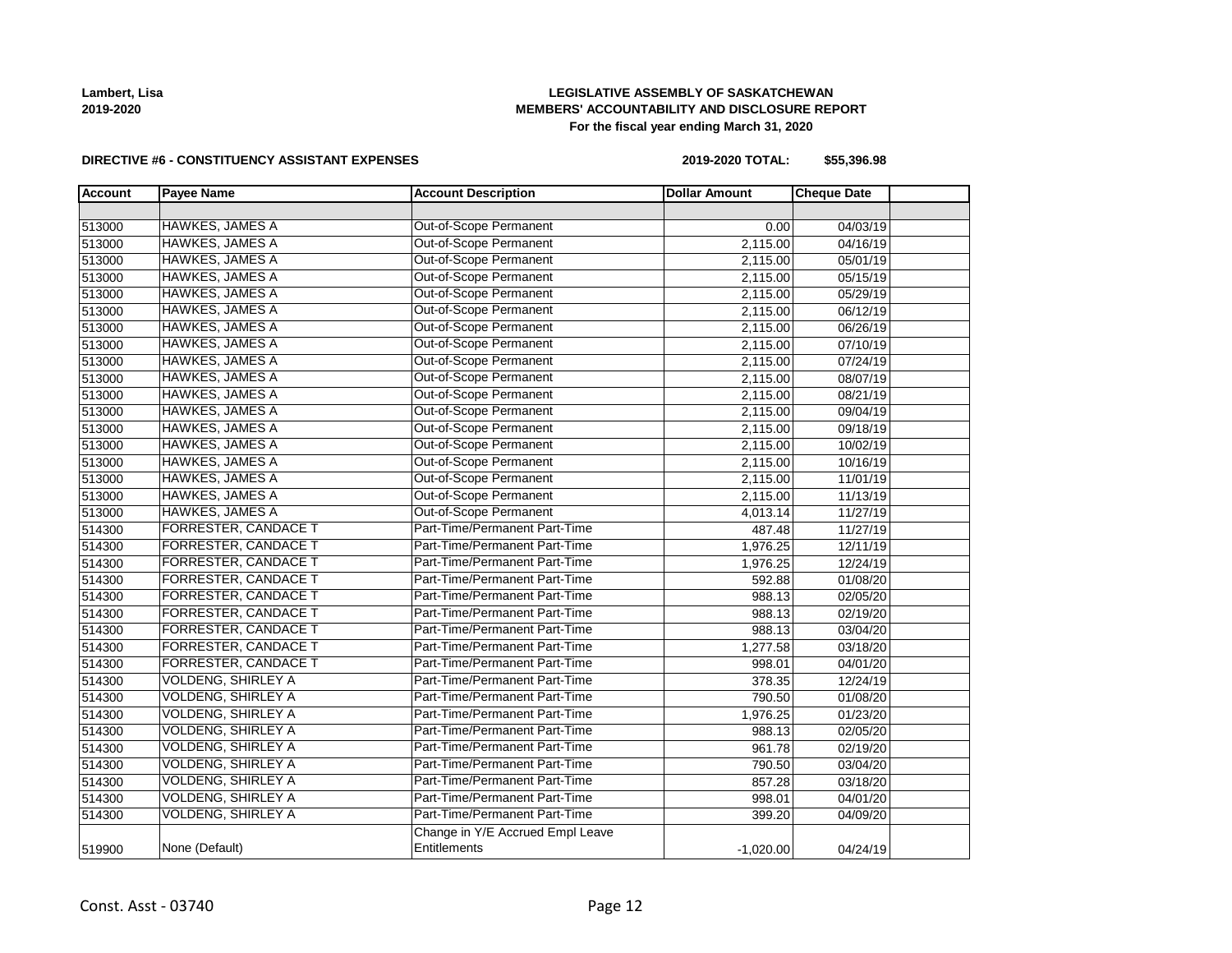**Lambert, Lisa**
**2019-2020**

**LEGISLATIVE ASSEMBLY OF SASKATCHEWAN**
**MEMBERS' ACCOUNTABILITY AND DISCLOSURE REPORT**
**For the fiscal year ending March 31, 2020**

**DIRECTIVE #6 - CONSTITUENCY ASSISTANT EXPENSES**

**2019-2020 TOTAL: $55,396.98**

| Account | Payee Name | Account Description | Dollar Amount | Cheque Date | |
|---|---|---|---|---|---|
| | | | | | |
| 513000 | HAWKES, JAMES A | Out-of-Scope Permanent | 0.00 | 04/03/19 | |
| 513000 | HAWKES, JAMES A | Out-of-Scope Permanent | 2,115.00 | 04/16/19 | |
| 513000 | HAWKES, JAMES A | Out-of-Scope Permanent | 2,115.00 | 05/01/19 | |
| 513000 | HAWKES, JAMES A | Out-of-Scope Permanent | 2,115.00 | 05/15/19 | |
| 513000 | HAWKES, JAMES A | Out-of-Scope Permanent | 2,115.00 | 05/29/19 | |
| 513000 | HAWKES, JAMES A | Out-of-Scope Permanent | 2,115.00 | 06/12/19 | |
| 513000 | HAWKES, JAMES A | Out-of-Scope Permanent | 2,115.00 | 06/26/19 | |
| 513000 | HAWKES, JAMES A | Out-of-Scope Permanent | 2,115.00 | 07/10/19 | |
| 513000 | HAWKES, JAMES A | Out-of-Scope Permanent | 2,115.00 | 07/24/19 | |
| 513000 | HAWKES, JAMES A | Out-of-Scope Permanent | 2,115.00 | 08/07/19 | |
| 513000 | HAWKES, JAMES A | Out-of-Scope Permanent | 2,115.00 | 08/21/19 | |
| 513000 | HAWKES, JAMES A | Out-of-Scope Permanent | 2,115.00 | 09/04/19 | |
| 513000 | HAWKES, JAMES A | Out-of-Scope Permanent | 2,115.00 | 09/18/19 | |
| 513000 | HAWKES, JAMES A | Out-of-Scope Permanent | 2,115.00 | 10/02/19 | |
| 513000 | HAWKES, JAMES A | Out-of-Scope Permanent | 2,115.00 | 10/16/19 | |
| 513000 | HAWKES, JAMES A | Out-of-Scope Permanent | 2,115.00 | 11/01/19 | |
| 513000 | HAWKES, JAMES A | Out-of-Scope Permanent | 2,115.00 | 11/13/19 | |
| 513000 | HAWKES, JAMES A | Out-of-Scope Permanent | 4,013.14 | 11/27/19 | |
| 514300 | FORRESTER, CANDACE T | Part-Time/Permanent Part-Time | 487.48 | 11/27/19 | |
| 514300 | FORRESTER, CANDACE T | Part-Time/Permanent Part-Time | 1,976.25 | 12/11/19 | |
| 514300 | FORRESTER, CANDACE T | Part-Time/Permanent Part-Time | 1,976.25 | 12/24/19 | |
| 514300 | FORRESTER, CANDACE T | Part-Time/Permanent Part-Time | 592.88 | 01/08/20 | |
| 514300 | FORRESTER, CANDACE T | Part-Time/Permanent Part-Time | 988.13 | 02/05/20 | |
| 514300 | FORRESTER, CANDACE T | Part-Time/Permanent Part-Time | 988.13 | 02/19/20 | |
| 514300 | FORRESTER, CANDACE T | Part-Time/Permanent Part-Time | 988.13 | 03/04/20 | |
| 514300 | FORRESTER, CANDACE T | Part-Time/Permanent Part-Time | 1,277.58 | 03/18/20 | |
| 514300 | FORRESTER, CANDACE T | Part-Time/Permanent Part-Time | 998.01 | 04/01/20 | |
| 514300 | VOLDENG, SHIRLEY A | Part-Time/Permanent Part-Time | 378.35 | 12/24/19 | |
| 514300 | VOLDENG, SHIRLEY A | Part-Time/Permanent Part-Time | 790.50 | 01/08/20 | |
| 514300 | VOLDENG, SHIRLEY A | Part-Time/Permanent Part-Time | 1,976.25 | 01/23/20 | |
| 514300 | VOLDENG, SHIRLEY A | Part-Time/Permanent Part-Time | 988.13 | 02/05/20 | |
| 514300 | VOLDENG, SHIRLEY A | Part-Time/Permanent Part-Time | 961.78 | 02/19/20 | |
| 514300 | VOLDENG, SHIRLEY A | Part-Time/Permanent Part-Time | 790.50 | 03/04/20 | |
| 514300 | VOLDENG, SHIRLEY A | Part-Time/Permanent Part-Time | 857.28 | 03/18/20 | |
| 514300 | VOLDENG, SHIRLEY A | Part-Time/Permanent Part-Time | 998.01 | 04/01/20 | |
| 514300 | VOLDENG, SHIRLEY A | Part-Time/Permanent Part-Time | 399.20 | 04/09/20 | |
| 519900 | None (Default) | Change in Y/E Accrued Empl Leave Entitlements | -1,020.00 | 04/24/19 | |

Const. Asst - 03740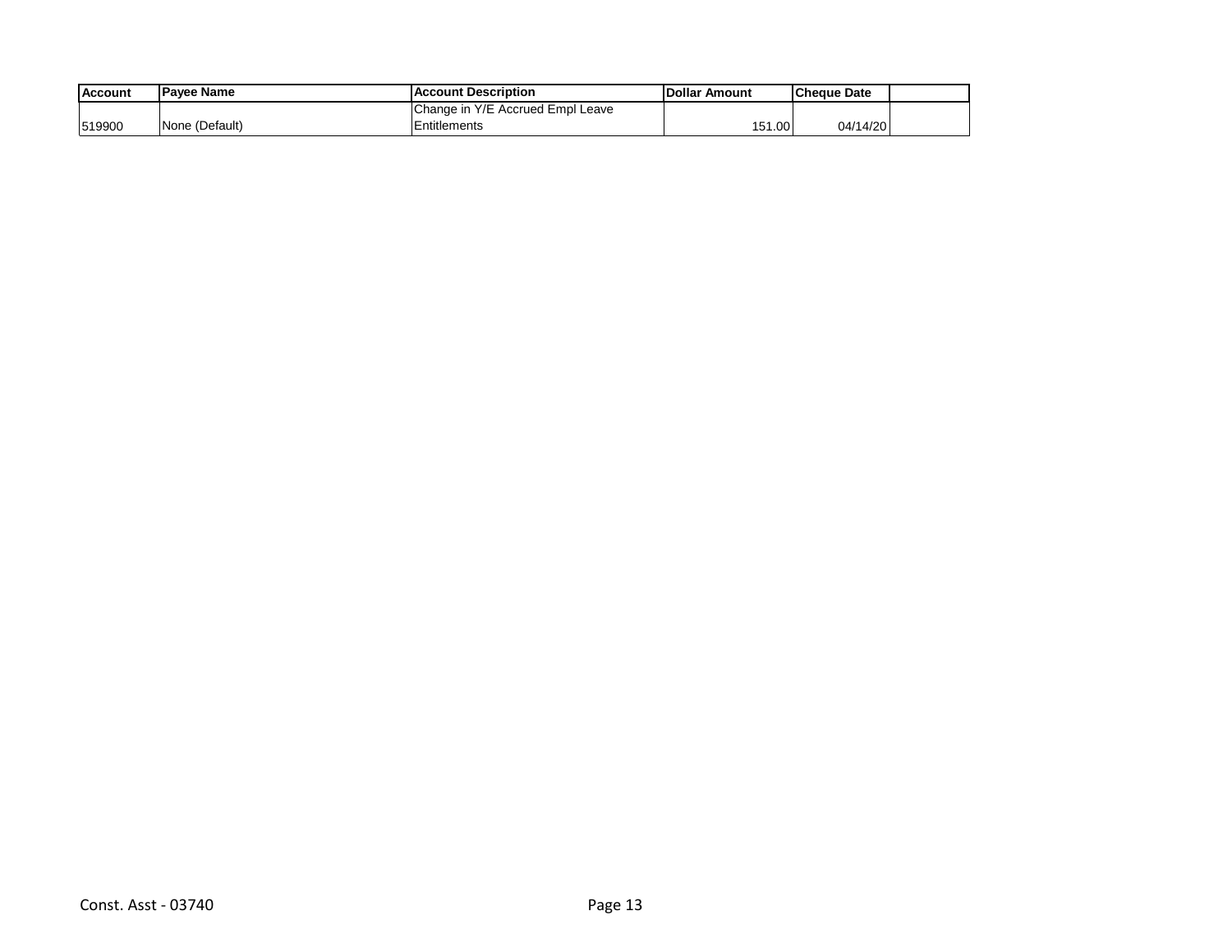| Account | Payee Name | Account Description | Dollar Amount | Cheque Date | |
|---|---|---|---|---|---|
| 519900 | None (Default) | Change in Y/E Accrued Empl Leave Entitlements | 151.00 | 04/14/20 | |